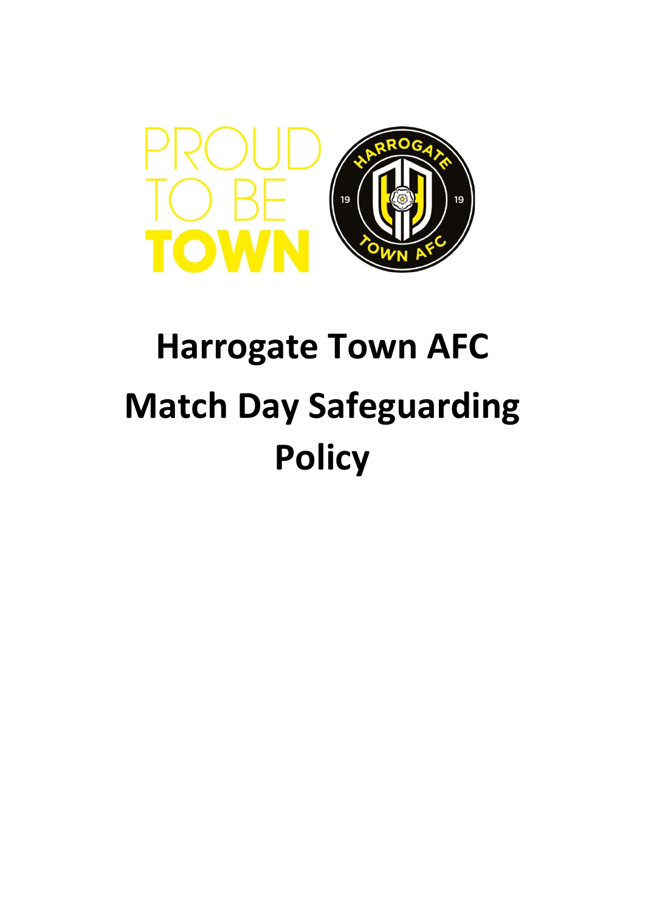PROUD TO BE TOWN

# Harrogate Town AFC Match Day Safeguarding Policy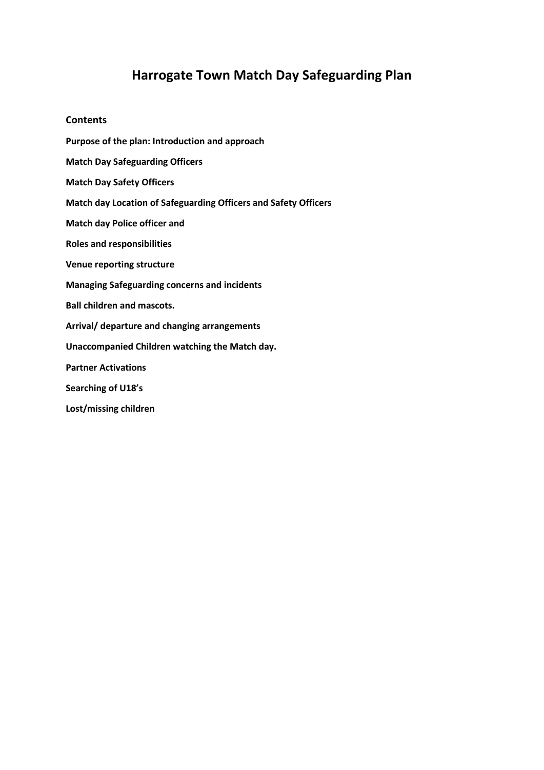# Harrogate Town Match Day Safeguarding Plan

**Contents**

**Purpose of the plan: Introduction and approach**

**Match Day Safeguarding Officers**

**Match Day Safety Officers**

**Match day Location of Safeguarding Officers and Safety Officers**

**Match day Police officer and**

**Roles and responsibilities**

**Venue reporting structure**

**Managing Safeguarding concerns and incidents**

**Ball children and mascots.**

**Arrival/ departure and changing arrangements**

**Unaccompanied Children watching the Match day.**

**Partner Activations**

**Searching of U18's**

**Lost/missing children**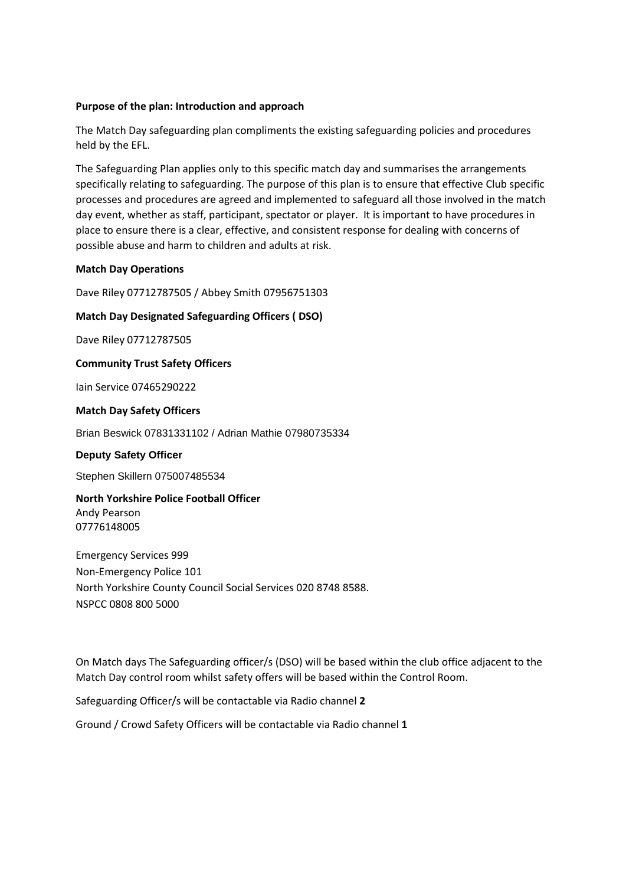**Purpose of the plan: Introduction and approach**

The Match Day safeguarding plan compliments the existing safeguarding policies and procedures held by the EFL.

The Safeguarding Plan applies only to this specific match day and summarises the arrangements specifically relating to safeguarding. The purpose of this plan is to ensure that effective Club specific processes and procedures are agreed and implemented to safeguard all those involved in the match day event, whether as staff, participant, spectator or player. It is important to have procedures in place to ensure there is a clear, effective, and consistent response for dealing with concerns of possible abuse and harm to children and adults at risk.

**Match Day Operations**

Dave Riley 07712787505 / Abbey Smith 07956751303

**Match Day Designated Safeguarding Officers ( DSO)**

Dave Riley 07712787505

**Community Trust Safety Officers**

Iain Service 07465290222

**Match Day Safety Officers**

Brian Beswick 07831331102 / Adrian Mathie 07980735334

**Deputy Safety Officer**

Stephen Skillern 075007485534

**North Yorkshire Police Football Officer**
Andy Pearson
07776148005

Emergency Services 999
Non-Emergency Police 101
North Yorkshire County Council Social Services 020 8748 8588.
NSPCC 0808 800 5000

On Match days The Safeguarding officer/s (DSO) will be based within the club office adjacent to the Match Day control room whilst safety offers will be based within the Control Room.

Safeguarding Officer/s will be contactable via Radio channel **2**

Ground / Crowd Safety Officers will be contactable via Radio channel **1**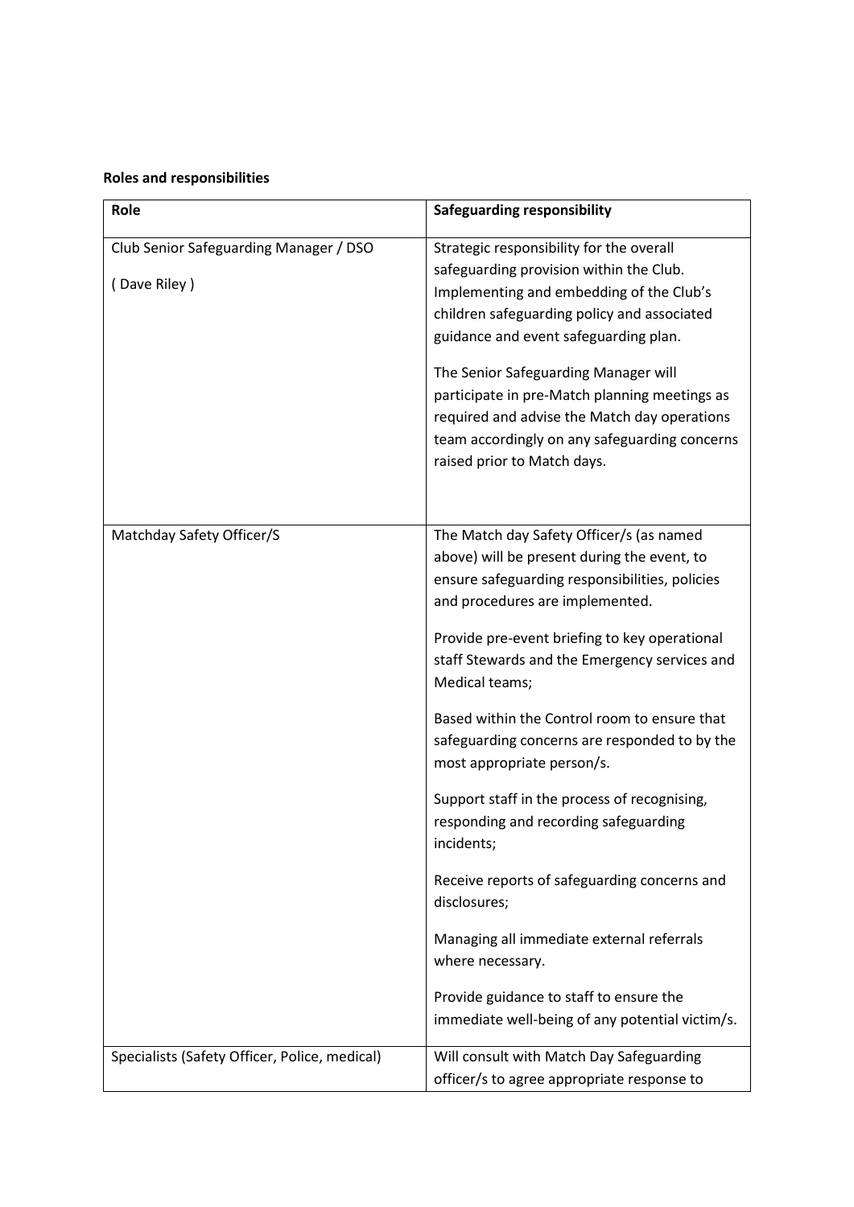**Roles and responsibilities**

| Role | Safeguarding responsibility |
|---|---|
| Club Senior Safeguarding Manager / DSO<br><br>( Dave Riley ) | Strategic responsibility for the overall safeguarding provision within the Club. Implementing and embedding of the Club's children safeguarding policy and associated guidance and event safeguarding plan.<br><br>The Senior Safeguarding Manager will participate in pre-Match planning meetings as required and advise the Match day operations team accordingly on any safeguarding concerns raised prior to Match days. |
| Matchday Safety Officer/S | The Match day Safety Officer/s (as named above) will be present during the event, to ensure safeguarding responsibilities, policies and procedures are implemented.<br><br>Provide pre-event briefing to key operational staff Stewards and the Emergency services and Medical teams;<br><br>Based within the Control room to ensure that safeguarding concerns are responded to by the most appropriate person/s.<br><br>Support staff in the process of recognising, responding and recording safeguarding incidents;<br><br>Receive reports of safeguarding concerns and disclosures;<br><br>Managing all immediate external referrals where necessary.<br><br>Provide guidance to staff to ensure the immediate well-being of any potential victim/s. |
| Specialists (Safety Officer, Police, medical) | Will consult with Match Day Safeguarding officer/s to agree appropriate response to |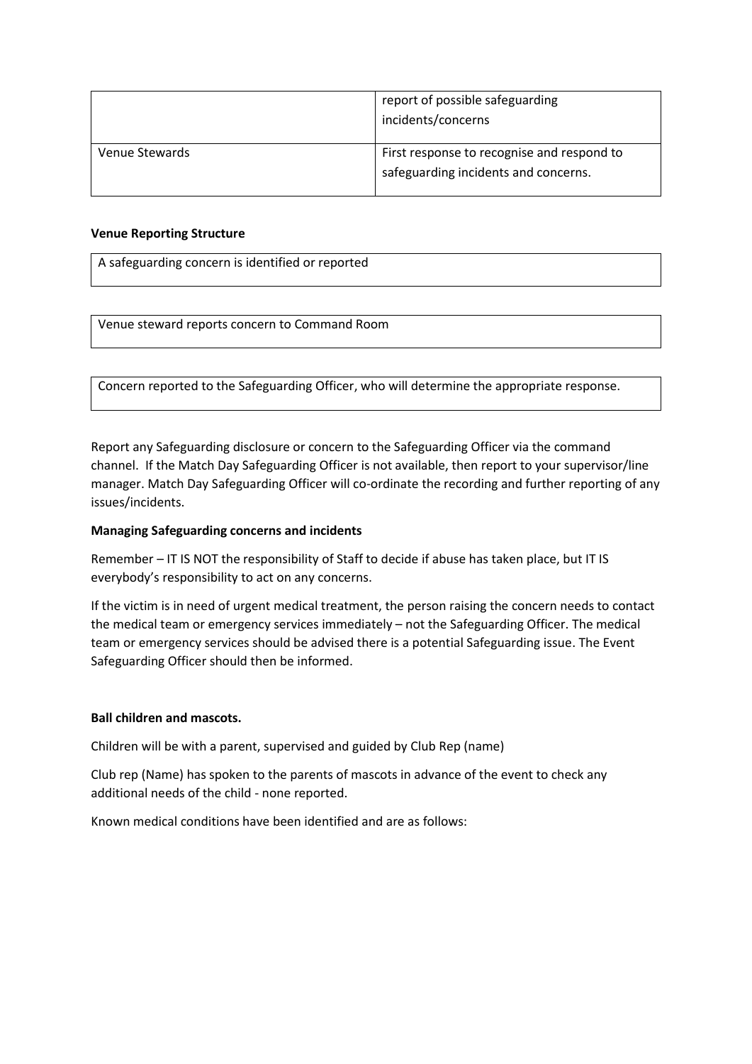| | |
|---|---|
| | report of possible safeguarding incidents/concerns |
| Venue Stewards | First response to recognise and respond to safeguarding incidents and concerns. |

**Venue Reporting Structure**

| A safeguarding concern is identified or reported |
|---|

| Venue steward reports concern to Command Room |
|---|

| Concern reported to the Safeguarding Officer, who will determine the appropriate response. |
|---|

Report any Safeguarding disclosure or concern to the Safeguarding Officer via the command channel. If the Match Day Safeguarding Officer is not available, then report to your supervisor/line manager. Match Day Safeguarding Officer will co-ordinate the recording and further reporting of any issues/incidents.

**Managing Safeguarding concerns and incidents**

Remember – IT IS NOT the responsibility of Staff to decide if abuse has taken place, but IT IS everybody's responsibility to act on any concerns.

If the victim is in need of urgent medical treatment, the person raising the concern needs to contact the medical team or emergency services immediately – not the Safeguarding Officer. The medical team or emergency services should be advised there is a potential Safeguarding issue. The Event Safeguarding Officer should then be informed.

**Ball children and mascots.**

Children will be with a parent, supervised and guided by Club Rep (name)

Club rep (Name) has spoken to the parents of mascots in advance of the event to check any additional needs of the child - none reported.

Known medical conditions have been identified and are as follows: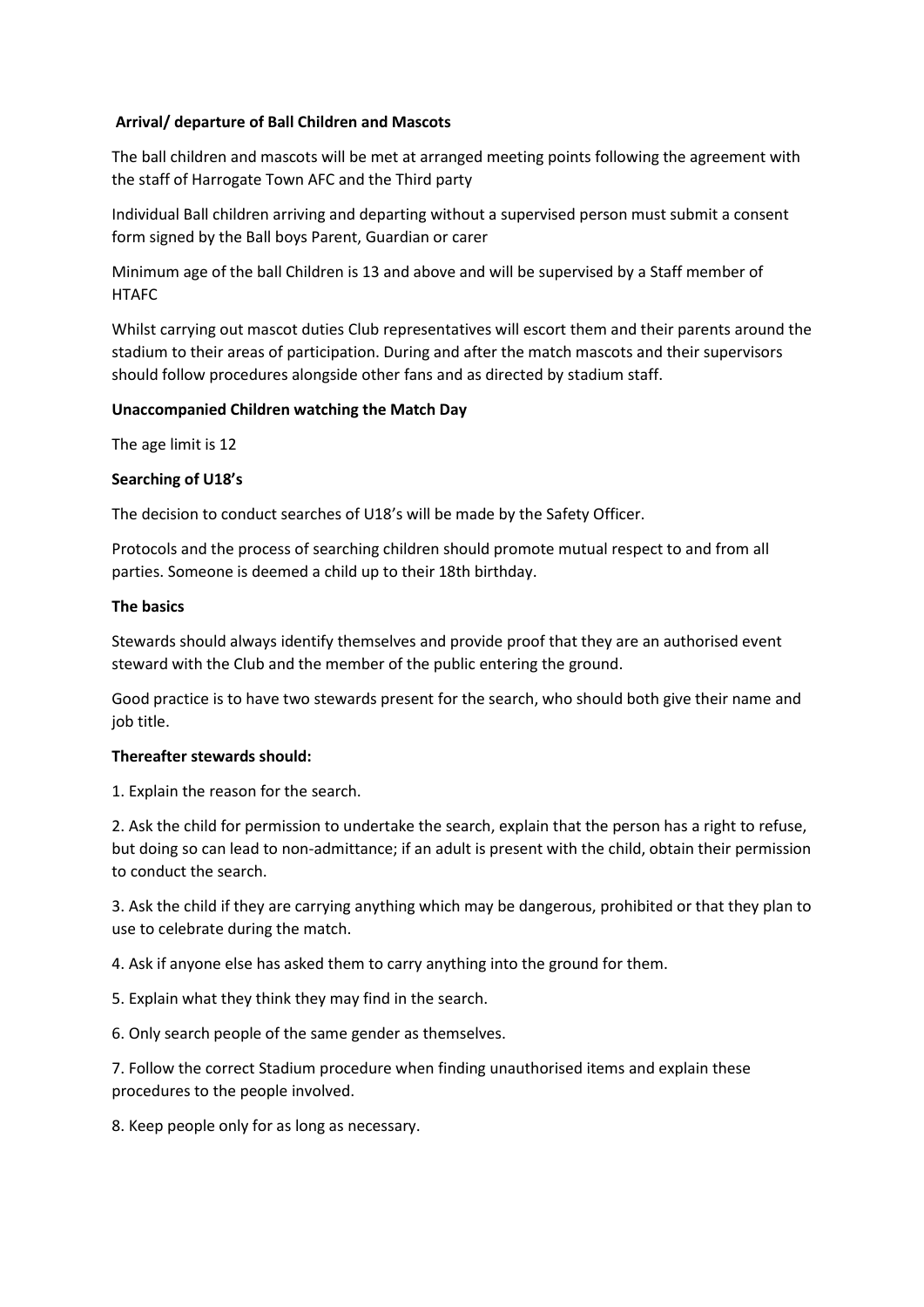**Arrival/ departure of Ball Children and Mascots**

The ball children and mascots will be met at arranged meeting points following the agreement with the staff of Harrogate Town AFC and the Third party

Individual Ball children arriving and departing without a supervised person must submit a consent form signed by the Ball boys Parent, Guardian or carer

Minimum age of the ball Children is 13 and above and will be supervised by a Staff member of HTAFC

Whilst carrying out mascot duties Club representatives will escort them and their parents around the stadium to their areas of participation. During and after the match mascots and their supervisors should follow procedures alongside other fans and as directed by stadium staff.

**Unaccompanied Children watching the Match Day**

The age limit is 12

**Searching of U18's**

The decision to conduct searches of U18's will be made by the Safety Officer.

Protocols and the process of searching children should promote mutual respect to and from all parties. Someone is deemed a child up to their 18th birthday.

**The basics**

Stewards should always identify themselves and provide proof that they are an authorised event steward with the Club and the member of the public entering the ground.

Good practice is to have two stewards present for the search, who should both give their name and job title.

**Thereafter stewards should:**

1. Explain the reason for the search.

2. Ask the child for permission to undertake the search, explain that the person has a right to refuse, but doing so can lead to non-admittance; if an adult is present with the child, obtain their permission to conduct the search.

3. Ask the child if they are carrying anything which may be dangerous, prohibited or that they plan to use to celebrate during the match.

4. Ask if anyone else has asked them to carry anything into the ground for them.

5. Explain what they think they may find in the search.

6. Only search people of the same gender as themselves.

7. Follow the correct Stadium procedure when finding unauthorised items and explain these procedures to the people involved.

8. Keep people only for as long as necessary.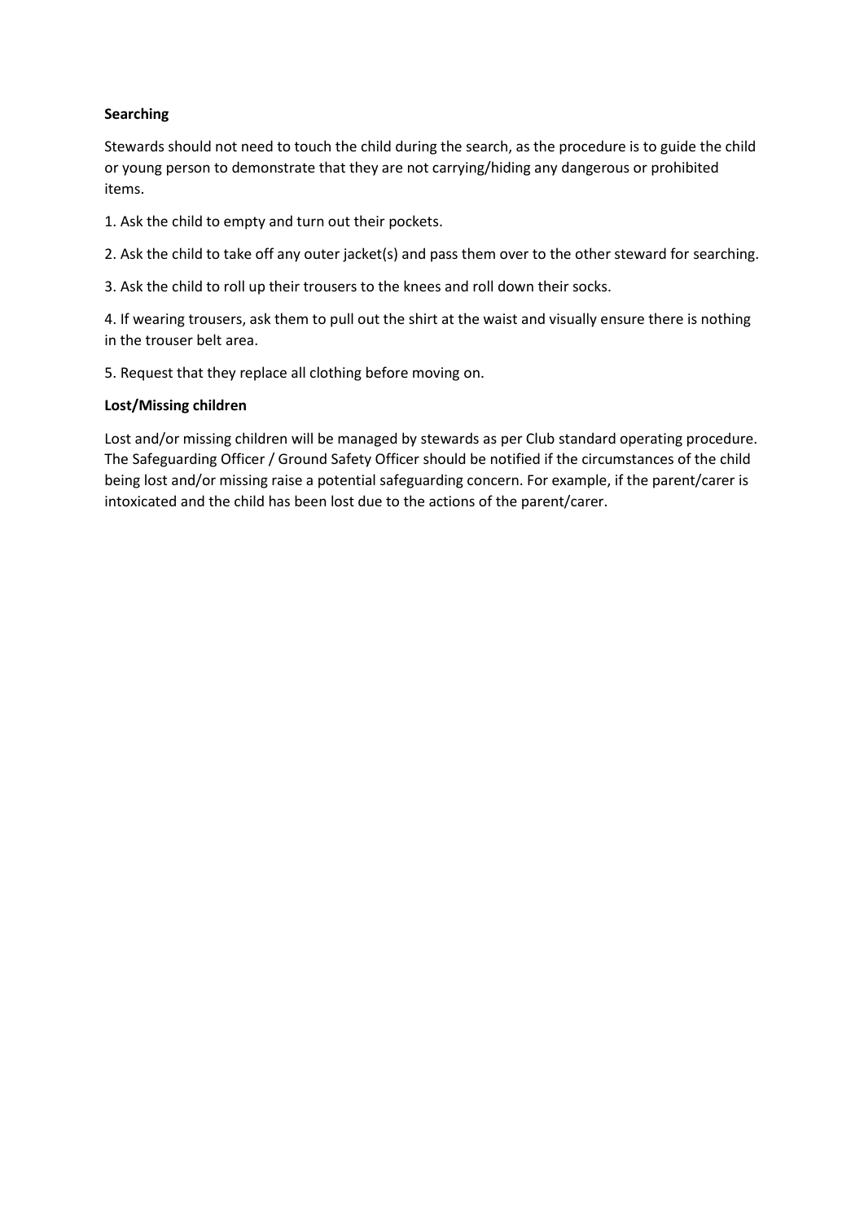**Searching**

Stewards should not need to touch the child during the search, as the procedure is to guide the child or young person to demonstrate that they are not carrying/hiding any dangerous or prohibited items.

1. Ask the child to empty and turn out their pockets.

2. Ask the child to take off any outer jacket(s) and pass them over to the other steward for searching.

3. Ask the child to roll up their trousers to the knees and roll down their socks.

4. If wearing trousers, ask them to pull out the shirt at the waist and visually ensure there is nothing in the trouser belt area.

5. Request that they replace all clothing before moving on.

**Lost/Missing children**

Lost and/or missing children will be managed by stewards as per Club standard operating procedure. The Safeguarding Officer / Ground Safety Officer should be notified if the circumstances of the child being lost and/or missing raise a potential safeguarding concern. For example, if the parent/carer is intoxicated and the child has been lost due to the actions of the parent/carer.